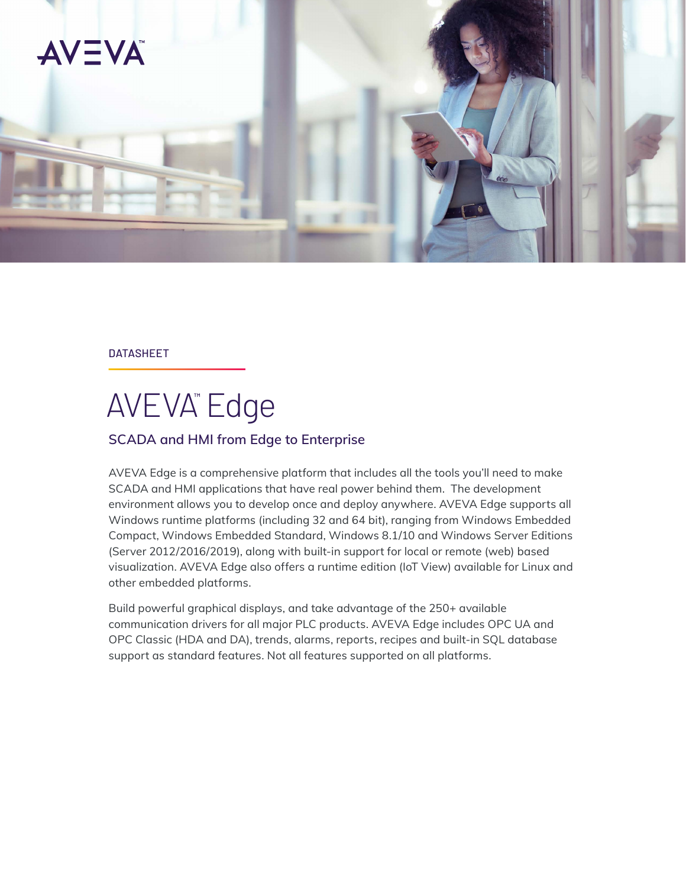AVEVA

DATASHEET

# AVEVA™ Edge

## SCADA and HMI from Edge to Enterprise

AVEVA Edge is a comprehensive platform that includes all the tools you'll need to make SCADA and HMI applications that have real power behind them. The development environment allows you to develop once and deploy anywhere. AVEVA Edge supports all Windows runtime platforms (including 32 and 64 bit), ranging from Windows Embedded Compact, Windows Embedded Standard, Windows 8.1/10 and Windows Server Editions (Server 2012/2016/2019), along with built-in support for local or remote (web) based visualization. AVEVA Edge also offers a runtime edition (IoT View) available for Linux and other embedded platforms.

Build powerful graphical displays, and take advantage of the 250+ available communication drivers for all major PLC products. AVEVA Edge includes OPC UA and OPC Classic (HDA and DA), trends, alarms, reports, recipes and built-in SQL database support as standard features. Not all features supported on all platforms.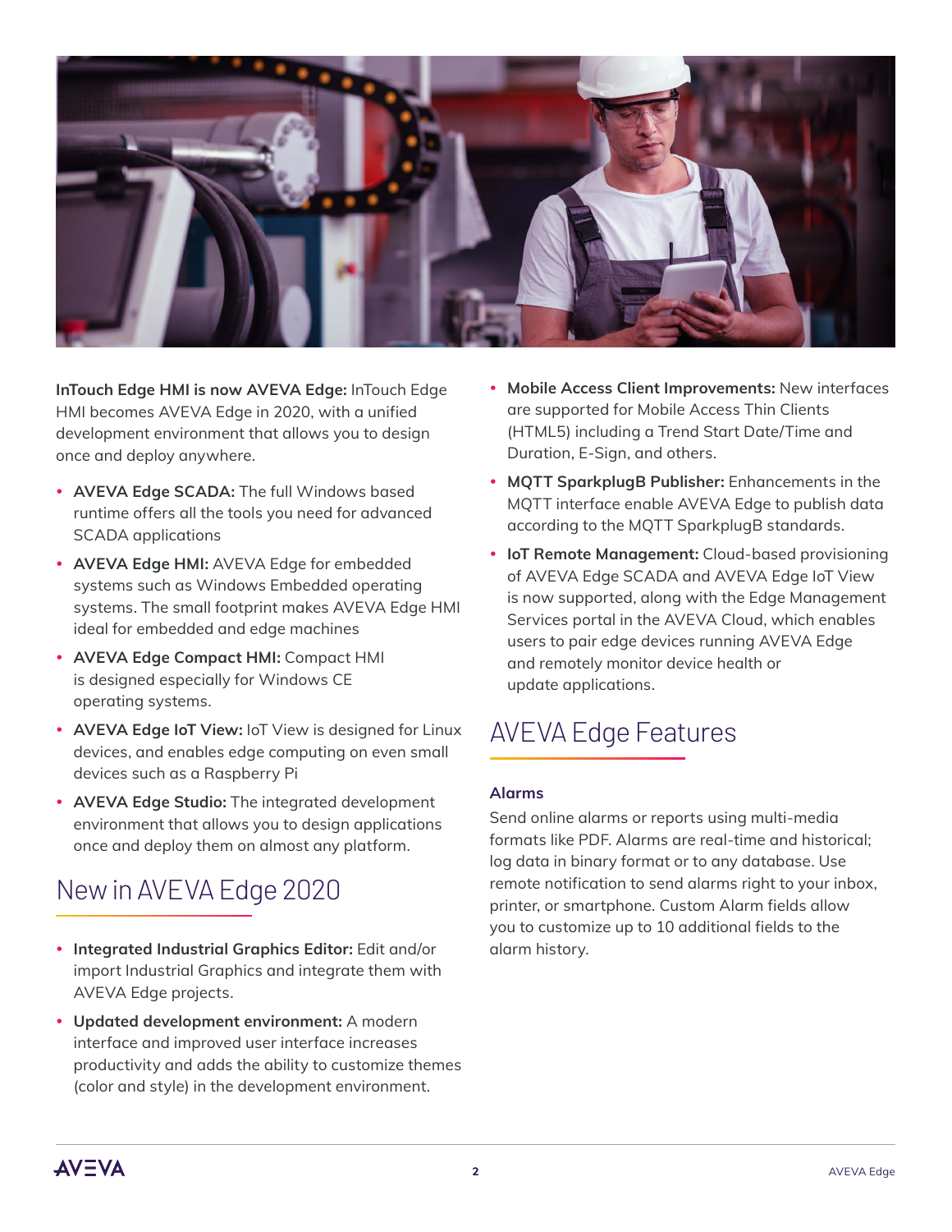**InTouch Edge HMI is now AVEVA Edge:** InTouch Edge HMI becomes AVEVA Edge in 2020, with a unified development environment that allows you to design once and deploy anywhere.

- **AVEVA Edge SCADA:** The full Windows based runtime offers all the tools you need for advanced SCADA applications
- **AVEVA Edge HMI:** AVEVA Edge for embedded systems such as Windows Embedded operating systems. The small footprint makes AVEVA Edge HMI ideal for embedded and edge machines
- **AVEVA Edge Compact HMI:** Compact HMI is designed especially for Windows CE operating systems.
- **AVEVA Edge IoT View:** IoT View is designed for Linux devices, and enables edge computing on even small devices such as a Raspberry Pi
- **AVEVA Edge Studio:** The integrated development environment that allows you to design applications once and deploy them on almost any platform.

## New in AVEVA Edge 2020

- **Integrated Industrial Graphics Editor:** Edit and/or import Industrial Graphics and integrate them with AVEVA Edge projects.
- **Updated development environment:** A modern interface and improved user interface increases productivity and adds the ability to customize themes (color and style) in the development environment.
- **Mobile Access Client Improvements:** New interfaces are supported for Mobile Access Thin Clients (HTML5) including a Trend Start Date/Time and Duration, E-Sign, and others.
- **MQTT SparkplugB Publisher:** Enhancements in the MQTT interface enable AVEVA Edge to publish data according to the MQTT SparkplugB standards.
- **IoT Remote Management:** Cloud-based provisioning of AVEVA Edge SCADA and AVEVA Edge IoT View is now supported, along with the Edge Management Services portal in the AVEVA Cloud, which enables users to pair edge devices running AVEVA Edge and remotely monitor device health or update applications.

## AVEVA Edge Features

### Alarms

Send online alarms or reports using multi-media formats like PDF. Alarms are real-time and historical; log data in binary format or to any database. Use remote notification to send alarms right to your inbox, printer, or smartphone. Custom Alarm fields allow you to customize up to 10 additional fields to the alarm history.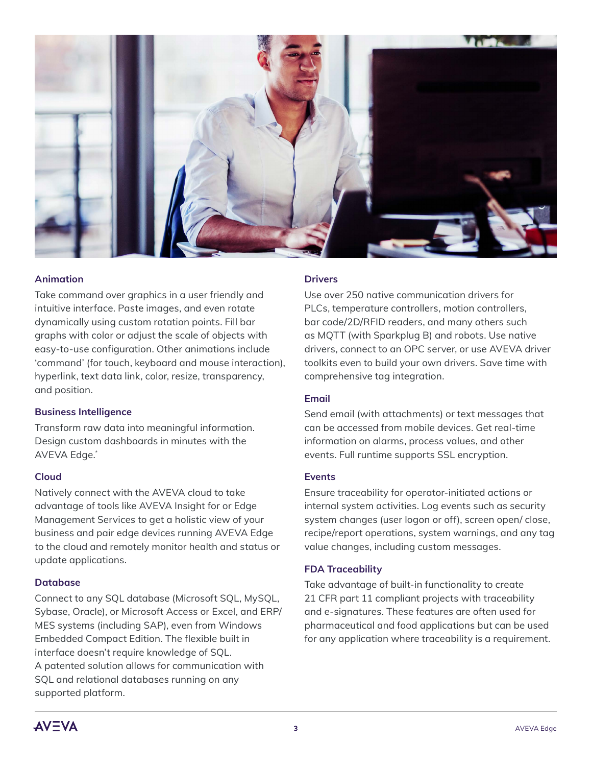### Animation

Take command over graphics in a user friendly and intuitive interface. Paste images, and even rotate dynamically using custom rotation points. Fill bar graphs with color or adjust the scale of objects with easy-to-use configuration. Other animations include 'command' (for touch, keyboard and mouse interaction), hyperlink, text data link, color, resize, transparency, and position.

### Business Intelligence

Transform raw data into meaningful information. Design custom dashboards in minutes with the AVEVA Edge.*

### Cloud

Natively connect with the AVEVA cloud to take advantage of tools like AVEVA Insight for or Edge Management Services to get a holistic view of your business and pair edge devices running AVEVA Edge to the cloud and remotely monitor health and status or update applications.

### Database

Connect to any SQL database (Microsoft SQL, MySQL, Sybase, Oracle), or Microsoft Access or Excel, and ERP/ MES systems (including SAP), even from Windows Embedded Compact Edition. The flexible built in interface doesn't require knowledge of SQL. A patented solution allows for communication with SQL and relational databases running on any supported platform.

### Drivers

Use over 250 native communication drivers for PLCs, temperature controllers, motion controllers, bar code/2D/RFID readers, and many others such as MQTT (with Sparkplug B) and robots. Use native drivers, connect to an OPC server, or use AVEVA driver toolkits even to build your own drivers. Save time with comprehensive tag integration.

### Email

Send email (with attachments) or text messages that can be accessed from mobile devices. Get real-time information on alarms, process values, and other events. Full runtime supports SSL encryption.

### Events

Ensure traceability for operator-initiated actions or internal system activities. Log events such as security system changes (user logon or off), screen open/ close, recipe/report operations, system warnings, and any tag value changes, including custom messages.

### FDA Traceability

Take advantage of built-in functionality to create 21 CFR part 11 compliant projects with traceability and e-signatures. These features are often used for pharmaceutical and food applications but can be used for any application where traceability is a requirement.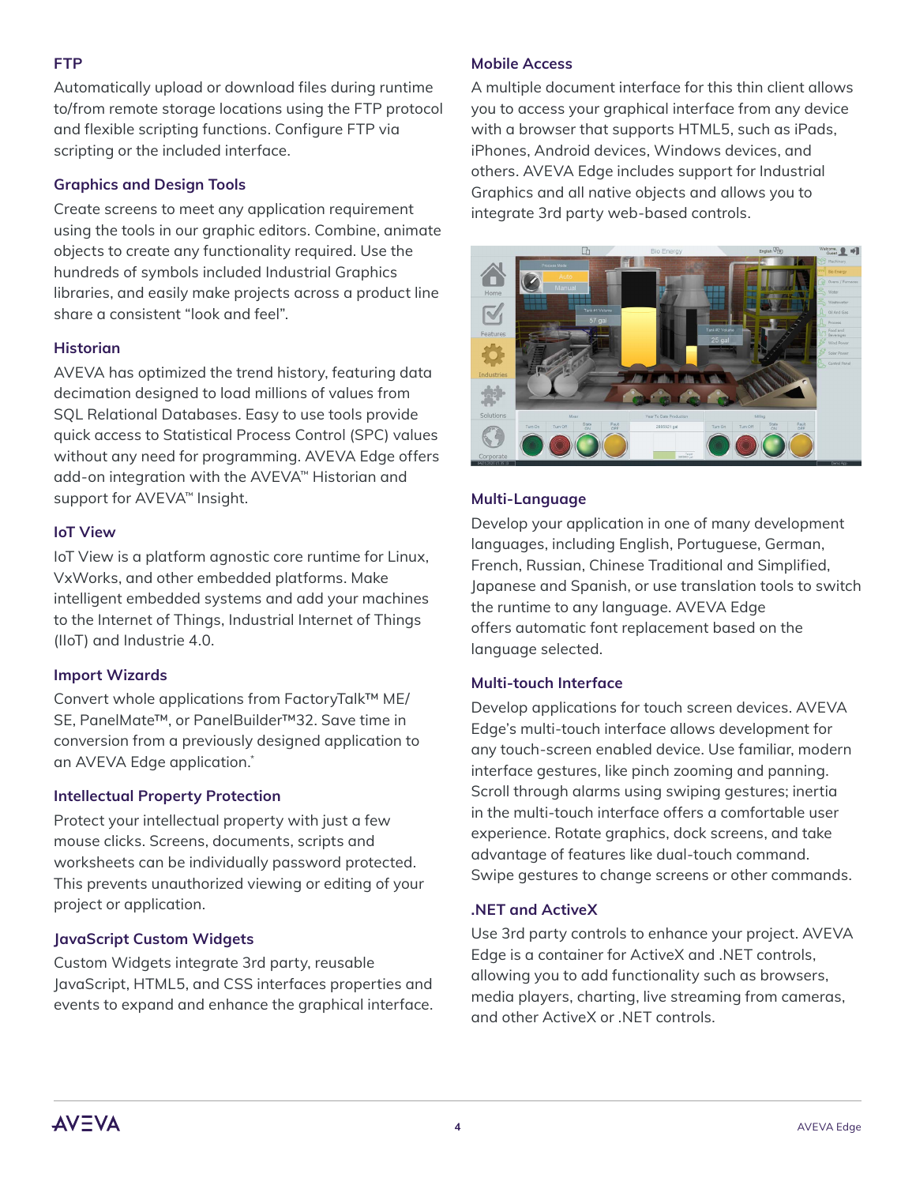### FTP

Automatically upload or download files during runtime to/from remote storage locations using the FTP protocol and flexible scripting functions. Configure FTP via scripting or the included interface.

### Graphics and Design Tools

Create screens to meet any application requirement using the tools in our graphic editors. Combine, animate objects to create any functionality required. Use the hundreds of symbols included Industrial Graphics libraries, and easily make projects across a product line share a consistent "look and feel".

### Historian

AVEVA has optimized the trend history, featuring data decimation designed to load millions of values from SQL Relational Databases. Easy to use tools provide quick access to Statistical Process Control (SPC) values without any need for programming. AVEVA Edge offers add-on integration with the AVEVA™ Historian and support for AVEVA™ Insight.

### IoT View

IoT View is a platform agnostic core runtime for Linux, VxWorks, and other embedded platforms. Make intelligent embedded systems and add your machines to the Internet of Things, Industrial Internet of Things (IIoT) and Industrie 4.0.

### Import Wizards

Convert whole applications from FactoryTalk™ ME/SE, PanelMate™, or PanelBuilder™32. Save time in conversion from a previously designed application to an AVEVA Edge application.*

### Intellectual Property Protection

Protect your intellectual property with just a few mouse clicks. Screens, documents, scripts and worksheets can be individually password protected. This prevents unauthorized viewing or editing of your project or application.

### JavaScript Custom Widgets

Custom Widgets integrate 3rd party, reusable JavaScript, HTML5, and CSS interfaces properties and events to expand and enhance the graphical interface.

### Mobile Access

A multiple document interface for this thin client allows you to access your graphical interface from any device with a browser that supports HTML5, such as iPads, iPhones, Android devices, Windows devices, and others. AVEVA Edge includes support for Industrial Graphics and all native objects and allows you to integrate 3rd party web-based controls.

### Multi-Language

Develop your application in one of many development languages, including English, Portuguese, German, French, Russian, Chinese Traditional and Simplified, Japanese and Spanish, or use translation tools to switch the runtime to any language. AVEVA Edge offers automatic font replacement based on the language selected.

### Multi-touch Interface

Develop applications for touch screen devices. AVEVA Edge's multi-touch interface allows development for any touch-screen enabled device. Use familiar, modern interface gestures, like pinch zooming and panning. Scroll through alarms using swiping gestures; inertia in the multi-touch interface offers a comfortable user experience. Rotate graphics, dock screens, and take advantage of features like dual-touch command. Swipe gestures to change screens or other commands.

### .NET and ActiveX

Use 3rd party controls to enhance your project. AVEVA Edge is a container for ActiveX and .NET controls, allowing you to add functionality such as browsers, media players, charting, live streaming from cameras, and other ActiveX or .NET controls.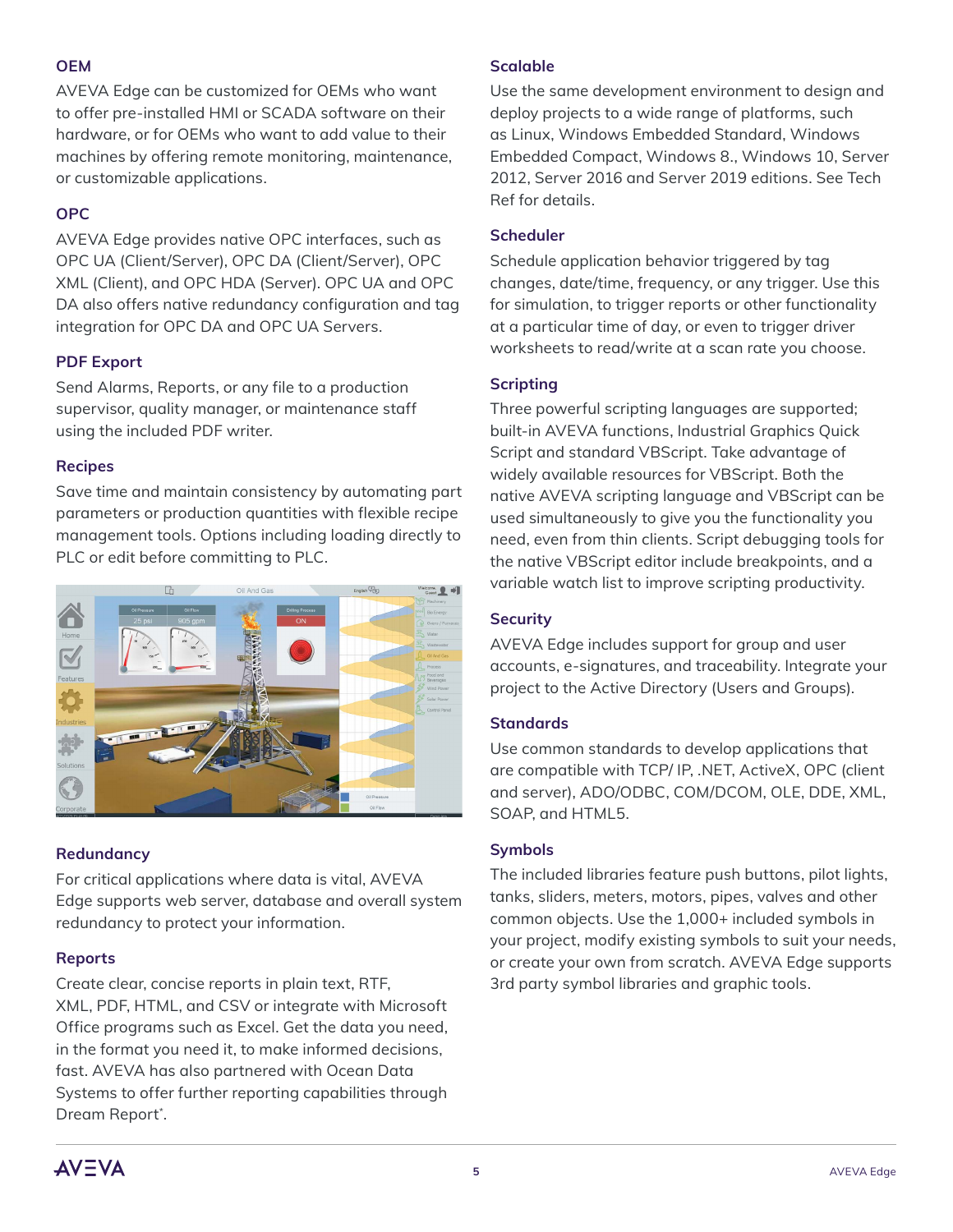### OEM

AVEVA Edge can be customized for OEMs who want to offer pre-installed HMI or SCADA software on their hardware, or for OEMs who want to add value to their machines by offering remote monitoring, maintenance, or customizable applications.

### OPC

AVEVA Edge provides native OPC interfaces, such as OPC UA (Client/Server), OPC DA (Client/Server), OPC XML (Client), and OPC HDA (Server). OPC UA and OPC DA also offers native redundancy configuration and tag integration for OPC DA and OPC UA Servers.

### PDF Export

Send Alarms, Reports, or any file to a production supervisor, quality manager, or maintenance staff using the included PDF writer.

### Recipes

Save time and maintain consistency by automating part parameters or production quantities with flexible recipe management tools. Options including loading directly to PLC or edit before committing to PLC.

### Redundancy

For critical applications where data is vital, AVEVA Edge supports web server, database and overall system redundancy to protect your information.

### Reports

Create clear, concise reports in plain text, RTF, XML, PDF, HTML, and CSV or integrate with Microsoft Office programs such as Excel. Get the data you need, in the format you need it, to make informed decisions, fast. AVEVA has also partnered with Ocean Data Systems to offer further reporting capabilities through Dream Report*.

### Scalable

Use the same development environment to design and deploy projects to a wide range of platforms, such as Linux, Windows Embedded Standard, Windows Embedded Compact, Windows 8., Windows 10, Server 2012, Server 2016 and Server 2019 editions. See Tech Ref for details.

### Scheduler

Schedule application behavior triggered by tag changes, date/time, frequency, or any trigger. Use this for simulation, to trigger reports or other functionality at a particular time of day, or even to trigger driver worksheets to read/write at a scan rate you choose.

### Scripting

Three powerful scripting languages are supported; built-in AVEVA functions, Industrial Graphics Quick Script and standard VBScript. Take advantage of widely available resources for VBScript. Both the native AVEVA scripting language and VBScript can be used simultaneously to give you the functionality you need, even from thin clients. Script debugging tools for the native VBScript editor include breakpoints, and a variable watch list to improve scripting productivity.

### Security

AVEVA Edge includes support for group and user accounts, e-signatures, and traceability. Integrate your project to the Active Directory (Users and Groups).

### Standards

Use common standards to develop applications that are compatible with TCP/ IP, .NET, ActiveX, OPC (client and server), ADO/ODBC, COM/DCOM, OLE, DDE, XML, SOAP, and HTML5.

### Symbols

The included libraries feature push buttons, pilot lights, tanks, sliders, meters, motors, pipes, valves and other common objects. Use the 1,000+ included symbols in your project, modify existing symbols to suit your needs, or create your own from scratch. AVEVA Edge supports 3rd party symbol libraries and graphic tools.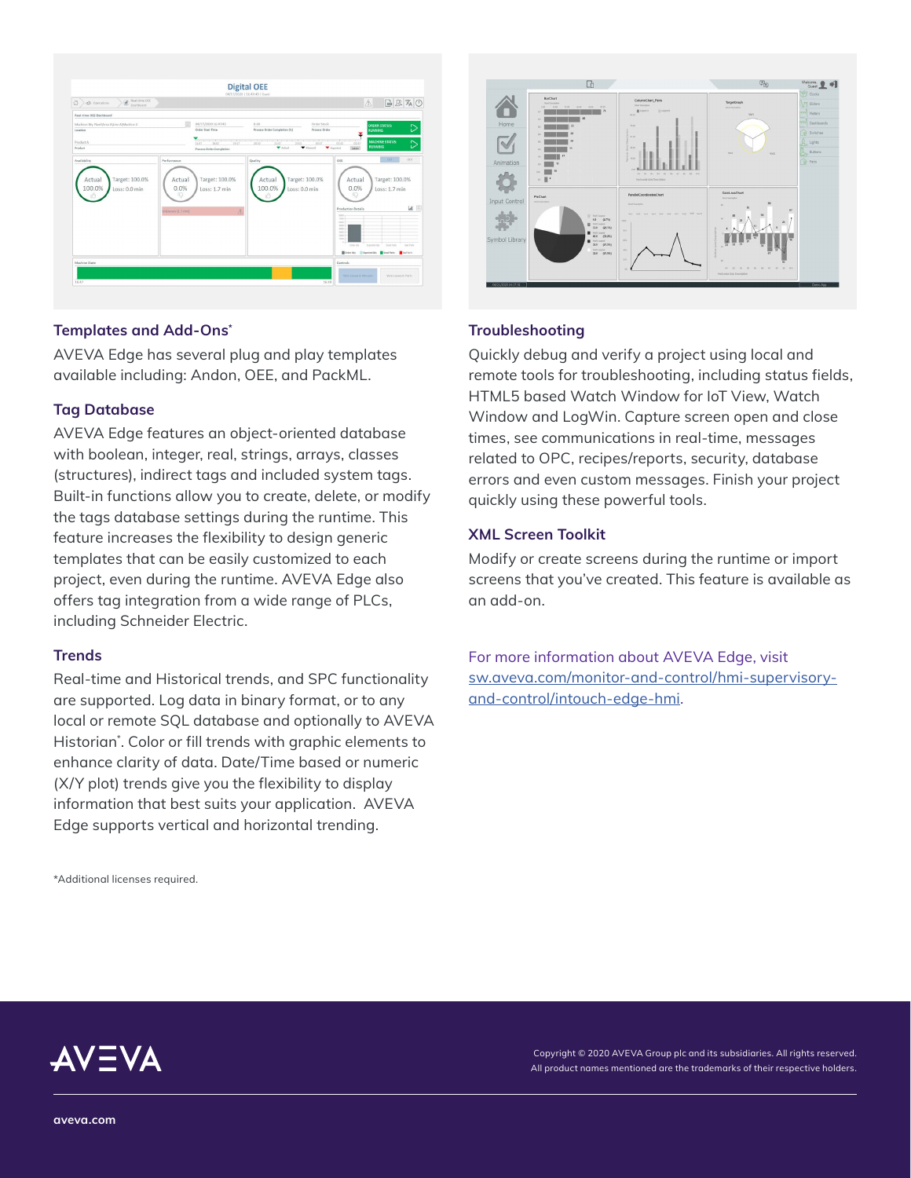## Templates and Add-Ons*

AVEVA Edge has several plug and play templates available including: Andon, OEE, and PackML.

## Tag Database

AVEVA Edge features an object-oriented database with boolean, integer, real, strings, arrays, classes (structures), indirect tags and included system tags. Built-in functions allow you to create, delete, or modify the tags database settings during the runtime. This feature increases the flexibility to design generic templates that can be easily customized to each project, even during the runtime. AVEVA Edge also offers tag integration from a wide range of PLCs, including Schneider Electric.

## Trends

Real-time and Historical trends, and SPC functionality are supported. Log data in binary format, or to any local or remote SQL database and optionally to AVEVA Historian*. Color or fill trends with graphic elements to enhance clarity of data. Date/Time based or numeric (X/Y plot) trends give you the flexibility to display information that best suits your application. AVEVA Edge supports vertical and horizontal trending.

*Additional licenses required.

## Troubleshooting

Quickly debug and verify a project using local and remote tools for troubleshooting, including status fields, HTML5 based Watch Window for IoT View, Watch Window and LogWin. Capture screen open and close times, see communications in real-time, messages related to OPC, recipes/reports, security, database errors and even custom messages. Finish your project quickly using these powerful tools.

## XML Screen Toolkit

Modify or create screens during the runtime or import screens that you've created. This feature is available as an add-on.

For more information about AVEVA Edge, visit sw.aveva.com/monitor-and-control/hmi-supervisory-and-control/intouch-edge-hmi.

AVEVA

Copyright © 2020 AVEVA Group plc and its subsidiaries. All rights reserved.
All product names mentioned are the trademarks of their respective holders.

aveva.com